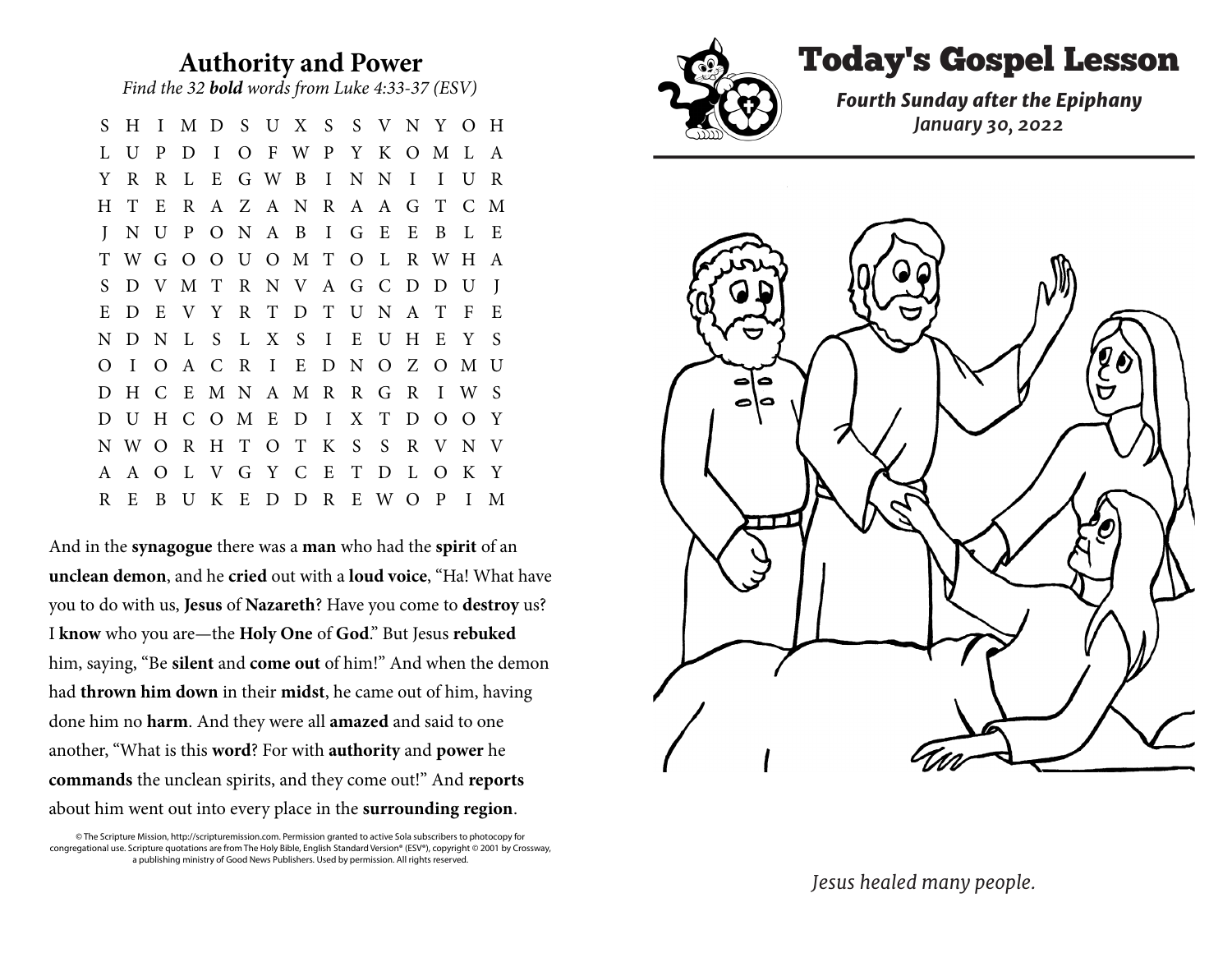## Authority and Power

*Find the 32 **bold** words from Luke 4:33-37 (ESV)*

```
S H I M D S U X S S V N Y O H
L U P D I O F W P Y K O M L A
Y R R L E G W B I N N I I U R
H T E R A Z A N R A A G T C M
J N U P O N A B I G E E B L E
T W G O O U O M T O L R W H A
S D V M T R N V A G C D D U J
E D E V Y R T D T U N A T F E
N D N L S L X S I E U H E Y S
O I O A C R I E D N O Z O M U
D H C E M N A M R R G R I W S
D U H C O M E D I X T D O O Y
N W O R H T O T K S S R V N V
A A O L V G Y C E T D L O K Y
R E B U K E D D R E W O P I M
```

And in the **synagogue** there was a **man** who had the **spirit** of an **unclean demon**, and he **cried** out with a **loud voice**, "Ha! What have you to do with us, **Jesus** of **Nazareth**? Have you come to **destroy** us? I **know** who you are—the **Holy One** of **God**." But Jesus **rebuked** him, saying, "Be **silent** and **come out** of him!" And when the demon had **thrown him down** in their **midst**, he came out of him, having done him no **harm**. And they were all **amazed** and said to one another, "What is this **word**? For with **authority** and **power** he **commands** the unclean spirits, and they come out!" And **reports** about him went out into every place in the **surrounding region**.

© The Scripture Mission, http://scripturemission.com. Permission granted to active Sola subscribers to photocopy for congregational use. Scripture quotations are from The Holy Bible, English Standard Version® (ESV®), copyright © 2001 by Crossway, a publishing ministry of Good News Publishers. Used by permission. All rights reserved.

# Today's Gospel Lesson

***Fourth Sunday after the Epiphany***

***January 30, 2022***

*Jesus healed many people.*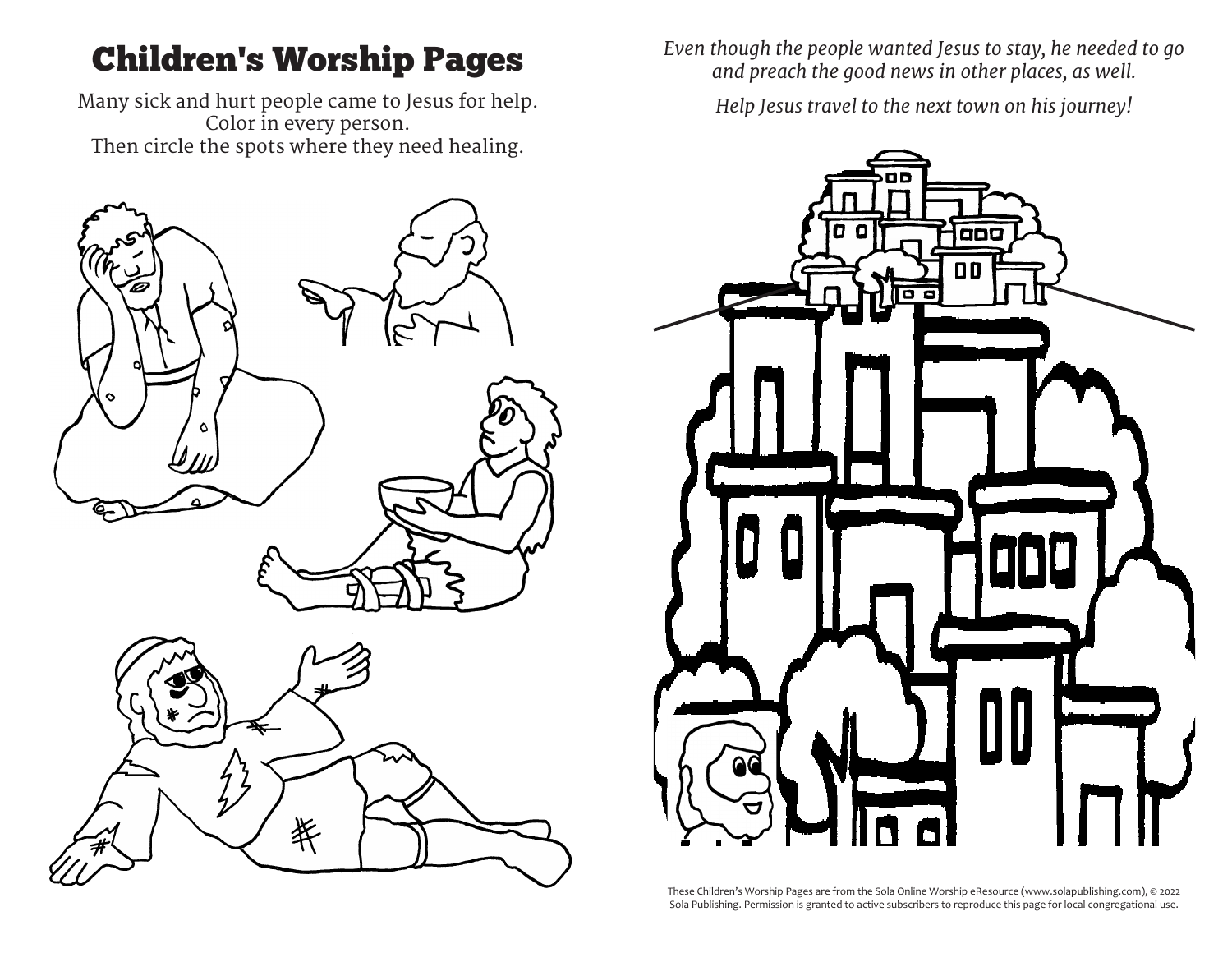# Children's Worship Pages

Many sick and hurt people came to Jesus for help.
Color in every person.
Then circle the spots where they need healing.

*Even though the people wanted Jesus to stay, he needed to go and preach the good news in other places, as well.*

*Help Jesus travel to the next town on his journey!*

These Children's Worship Pages are from the Sola Online Worship eResource (www.solapublishing.com), © 2022 Sola Publishing. Permission is granted to active subscribers to reproduce this page for local congregational use.